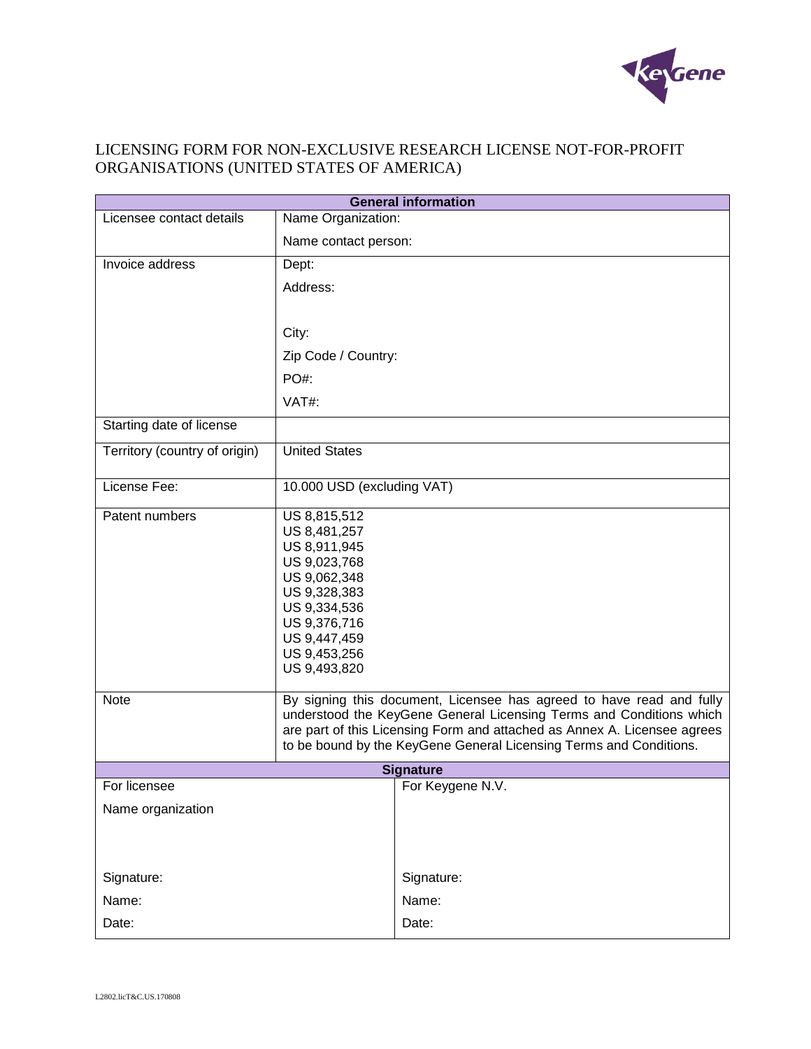# LICENSING FORM FOR NON-EXCLUSIVE RESEARCH LICENSE NOT-FOR-PROFIT ORGANISATIONS (UNITED STATES OF AMERICA)

| General information | |
|---|---|
| Licensee contact details | Name Organization:<br>Name contact person: |
| Invoice address | Dept:<br>Address:<br><br>City:<br>Zip Code / Country:<br>PO#:<br>VAT#: |
| Starting date of license | |
| Territory (country of origin) | United States |
| License Fee: | 10.000 USD (excluding VAT) |
| Patent numbers | US 8,815,512<br>US 8,481,257<br>US 8,911,945<br>US 9,023,768<br>US 9,062,348<br>US 9,328,383<br>US 9,334,536<br>US 9,376,716<br>US 9,447,459<br>US 9,453,256<br>US 9,493,820 |
| Note | By signing this document, Licensee has agreed to have read and fully understood the KeyGene General Licensing Terms and Conditions which are part of this Licensing Form and attached as Annex A. Licensee agrees to be bound by the KeyGene General Licensing Terms and Conditions. |

| Signature | |
|---|---|
| For licensee<br>Name organization | For Keygene N.V. |
| Signature: | Signature: |
| Name: | Name: |
| Date: | Date: |

L2802.licT&C.US.170808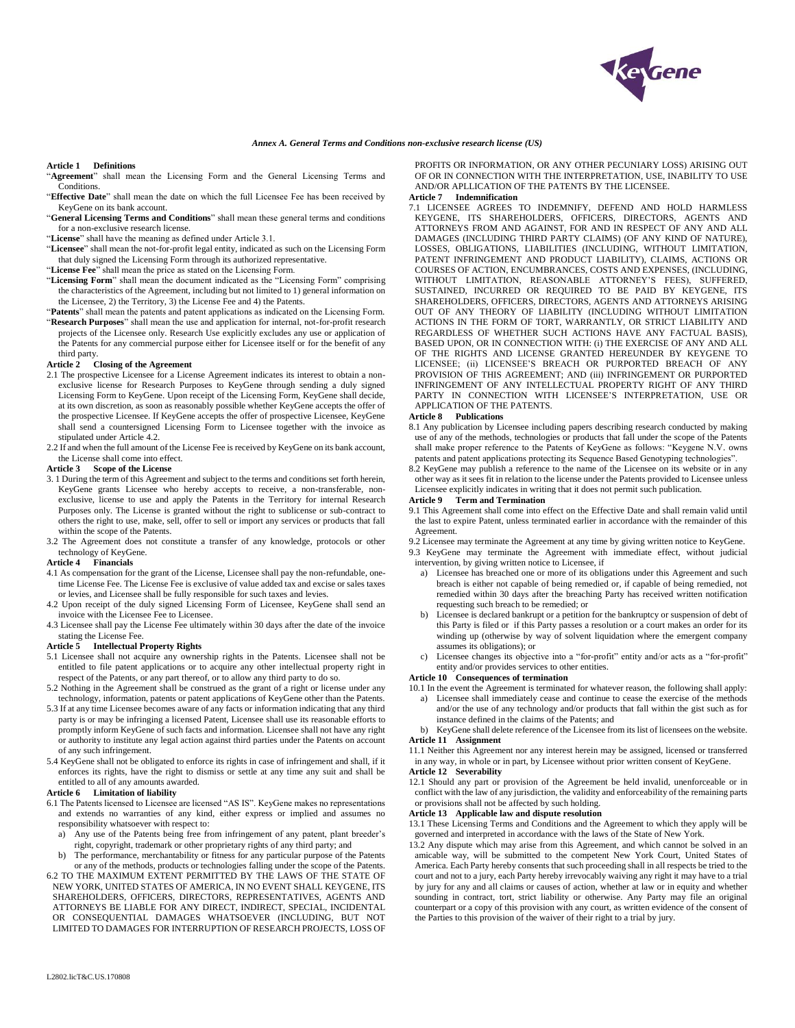*Annex A. General Terms and Conditions non-exclusive research license (US)*

**Article 1 Definitions**

"**Agreement**" shall mean the Licensing Form and the General Licensing Terms and Conditions.

"**Effective Date**" shall mean the date on which the full Licensee Fee has been received by KeyGene on its bank account.

"**General Licensing Terms and Conditions**" shall mean these general terms and conditions for a non-exclusive research license.

"**License**" shall have the meaning as defined under Article 3.1.

"**Licensee**" shall mean the not-for-profit legal entity, indicated as such on the Licensing Form that duly signed the Licensing Form through its authorized representative.

"**License Fee**" shall mean the price as stated on the Licensing Form.

"**Licensing Form**" shall mean the document indicated as the "Licensing Form" comprising the characteristics of the Agreement, including but not limited to 1) general information on the Licensee, 2) the Territory, 3) the License Fee and 4) the Patents.

"**Patents**" shall mean the patents and patent applications as indicated on the Licensing Form.

"**Research Purposes**" shall mean the use and application for internal, not-for-profit research projects of the Licensee only. Research Use explicitly excludes any use or application of the Patents for any commercial purpose either for Licensee itself or for the benefit of any third party.

**Article 2 Closing of the Agreement**

2.1 The prospective Licensee for a License Agreement indicates its interest to obtain a non-exclusive license for Research Purposes to KeyGene through sending a duly signed Licensing Form to KeyGene. Upon receipt of the Licensing Form, KeyGene shall decide, at its own discretion, as soon as reasonably possible whether KeyGene accepts the offer of the prospective Licensee. If KeyGene accepts the offer of prospective Licensee, KeyGene shall send a countersigned Licensing Form to Licensee together with the invoice as stipulated under Article 4.2.

2.2 If and when the full amount of the License Fee is received by KeyGene on its bank account, the License shall come into effect.

**Article 3 Scope of the License**

3. 1 During the term of this Agreement and subject to the terms and conditions set forth herein, KeyGene grants Licensee who hereby accepts to receive, a non-transferable, non-exclusive, license to use and apply the Patents in the Territory for internal Research Purposes only. The License is granted without the right to sublicense or sub-contract to others the right to use, make, sell, offer to sell or import any services or products that fall within the scope of the Patents.

3.2 The Agreement does not constitute a transfer of any knowledge, protocols or other technology of KeyGene.

**Article 4 Financials**

4.1 As compensation for the grant of the License, Licensee shall pay the non-refundable, one-time License Fee. The License Fee is exclusive of value added tax and excise or sales taxes or levies, and Licensee shall be fully responsible for such taxes and levies.

4.2 Upon receipt of the duly signed Licensing Form of Licensee, KeyGene shall send an invoice with the Licensee Fee to Licensee.

4.3 Licensee shall pay the License Fee ultimately within 30 days after the date of the invoice stating the License Fee.

**Article 5 Intellectual Property Rights**

5.1 Licensee shall not acquire any ownership rights in the Patents. Licensee shall not be entitled to file patent applications or to acquire any other intellectual property right in respect of the Patents, or any part thereof, or to allow any third party to do so.

5.2 Nothing in the Agreement shall be construed as the grant of a right or license under any technology, information, patents or patent applications of KeyGene other than the Patents.

5.3 If at any time Licensee becomes aware of any facts or information indicating that any third party is or may be infringing a licensed Patent, Licensee shall use its reasonable efforts to promptly inform KeyGene of such facts and information. Licensee shall not have any right or authority to institute any legal action against third parties under the Patents on account of any such infringement.

5.4 KeyGene shall not be obligated to enforce its rights in case of infringement and shall, if it enforces its rights, have the right to dismiss or settle at any time any suit and shall be entitled to all of any amounts awarded.

**Article 6 Limitation of liability**

6.1 The Patents licensed to Licensee are licensed "AS IS". KeyGene makes no representations and extends no warranties of any kind, either express or implied and assumes no responsibility whatsoever with respect to:

a) Any use of the Patents being free from infringement of any patent, plant breeder's right, copyright, trademark or other proprietary rights of any third party; and
b) The performance, merchantability or fitness for any particular purpose of the Patents or any of the methods, products or technologies falling under the scope of the Patents.

6.2 TO THE MAXIMUM EXTENT PERMITTED BY THE LAWS OF THE STATE OF NEW YORK, UNITED STATES OF AMERICA, IN NO EVENT SHALL KEYGENE, ITS SHAREHOLDERS, OFFICERS, DIRECTORS, REPRESENTATIVES, AGENTS AND ATTORNEYS BE LIABLE FOR ANY DIRECT, INDIRECT, SPECIAL, INCIDENTAL OR CONSEQUENTIAL DAMAGES WHATSOEVER (INCLUDING, BUT NOT LIMITED TO DAMAGES FOR INTERRUPTION OF RESEARCH PROJECTS, LOSS OF PROFITS OR INFORMATION, OR ANY OTHER PECUNIARY LOSS) ARISING OUT OF OR IN CONNECTION WITH THE INTERPRETATION, USE, INABILITY TO USE AND/OR APLLICATION OF THE PATENTS BY THE LICENSEE.

**Article 7 Indemnification**

7.1 LICENSEE AGREES TO INDEMNIFY, DEFEND AND HOLD HARMLESS KEYGENE, ITS SHAREHOLDERS, OFFICERS, DIRECTORS, AGENTS AND ATTORNEYS FROM AND AGAINST, FOR AND IN RESPECT OF ANY AND ALL DAMAGES (INCLUDING THIRD PARTY CLAIMS) (OF ANY KIND OF NATURE), LOSSES, OBLIGATIONS, LIABILITIES (INCLUDING, WITHOUT LIMITATION, PATENT INFRINGEMENT AND PRODUCT LIABILITY), CLAIMS, ACTIONS OR COURSES OF ACTION, ENCUMBRANCES, COSTS AND EXPENSES, (INCLUDING, WITHOUT LIMITATION, REASONABLE ATTORNEY'S FEES), SUFFERED, SUSTAINED, INCURRED OR REQUIRED TO BE PAID BY KEYGENE, ITS SHAREHOLDERS, OFFICERS, DIRECTORS, AGENTS AND ATTORNEYS ARISING OUT OF ANY THEORY OF LIABILITY (INCLUDING WITHOUT LIMITATION ACTIONS IN THE FORM OF TORT, WARRANTLY, OR STRICT LIABILITY AND REGARDLESS OF WHETHER SUCH ACTIONS HAVE ANY FACTUAL BASIS), BASED UPON, OR IN CONNECTION WITH: (i) THE EXERCISE OF ANY AND ALL OF THE RIGHTS AND LICENSE GRANTED HEREUNDER BY KEYGENE TO LICENSEE; (ii) LICENSEE'S BREACH OR PURPORTED BREACH OF ANY PROVISION OF THIS AGREEMENT; AND (iii) INFRINGEMENT OR PURPORTED INFRINGEMENT OF ANY INTELLECTUAL PROPERTY RIGHT OF ANY THIRD PARTY IN CONNECTION WITH LICENSEE'S INTERPRETATION, USE OR APPLICATION OF THE PATENTS.

**Article 8 Publications**

8.1 Any publication by Licensee including papers describing research conducted by making use of any of the methods, technologies or products that fall under the scope of the Patents shall make proper reference to the Patents of KeyGene as follows: "Keygene N.V. owns patents and patent applications protecting its Sequence Based Genotyping technologies".

8.2 KeyGene may publish a reference to the name of the Licensee on its website or in any other way as it sees fit in relation to the license under the Patents provided to Licensee unless Licensee explicitly indicates in writing that it does not permit such publication.

**Article 9 Term and Termination**

9.1 This Agreement shall come into effect on the Effective Date and shall remain valid until the last to expire Patent, unless terminated earlier in accordance with the remainder of this Agreement.

9.2 Licensee may terminate the Agreement at any time by giving written notice to KeyGene.

9.3 KeyGene may terminate the Agreement with immediate effect, without judicial intervention, by giving written notice to Licensee, if

a) Licensee has breached one or more of its obligations under this Agreement and such breach is either not capable of being remedied or, if capable of being remedied, not remedied within 30 days after the breaching Party has received written notification requesting such breach to be remedied; or
b) Licensee is declared bankrupt or a petition for the bankruptcy or suspension of debt of this Party is filed or if this Party passes a resolution or a court makes an order for its winding up (otherwise by way of solvent liquidation where the emergent company assumes its obligations); or
c) Licensee changes its objective into a "for-profit" entity and/or acts as a "for-profit" entity and/or provides services to other entities.

**Article 10 Consequences of termination**

10.1 In the event the Agreement is terminated for whatever reason, the following shall apply:

a) Licensee shall immediately cease and continue to cease the exercise of the methods and/or the use of any technology and/or products that fall within the gist such as for instance defined in the claims of the Patents; and
b) KeyGene shall delete reference of the Licensee from its list of licensees on the website.

**Article 11 Assignment**

11.1 Neither this Agreement nor any interest herein may be assigned, licensed or transferred in any way, in whole or in part, by Licensee without prior written consent of KeyGene.

**Article 12 Severability**

12.1 Should any part or provision of the Agreement be held invalid, unenforceable or in conflict with the law of any jurisdiction, the validity and enforceability of the remaining parts or provisions shall not be affected by such holding.

**Article 13 Applicable law and dispute resolution**

13.1 These Licensing Terms and Conditions and the Agreement to which they apply will be governed and interpreted in accordance with the laws of the State of New York.

13.2 Any dispute which may arise from this Agreement, and which cannot be solved in an amicable way, will be submitted to the competent New York Court, United States of America. Each Party hereby consents that such proceeding shall in all respects be tried to the court and not to a jury, each Party hereby irrevocably waiving any right it may have to a trial by jury for any and all claims or causes of action, whether at law or in equity and whether sounding in contract, tort, strict liability or otherwise. Any Party may file an original counterpart or a copy of this provision with any court, as written evidence of the consent of the Parties to this provision of the waiver of their right to a trial by jury.

L2802.licT&C.US.170808